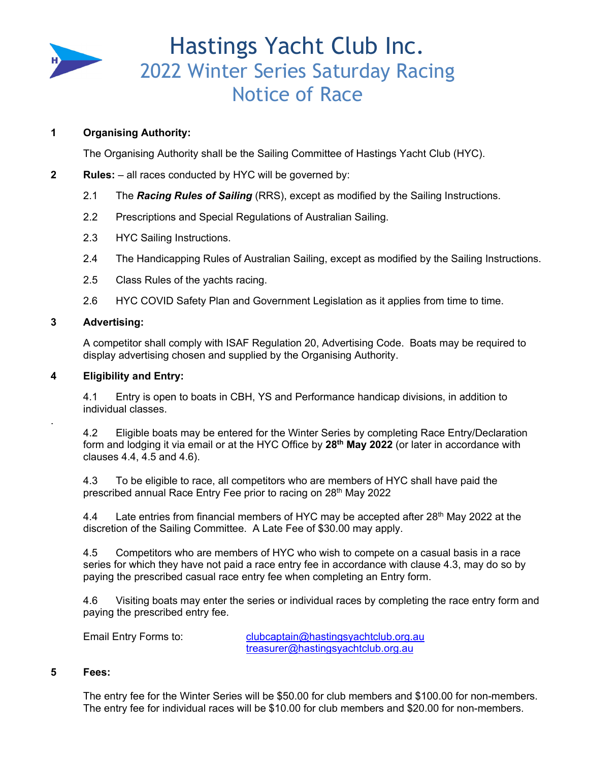# Hastings Yacht Club Inc.

## 2022 Winter Series Saturday Racing Notice of Race

**1 Organising Authority:**

The Organising Authority shall be the Sailing Committee of Hastings Yacht Club (HYC).

**2 Rules:** – all races conducted by HYC will be governed by:

2.1 The ***Racing Rules of Sailing*** (RRS), except as modified by the Sailing Instructions.

2.2 Prescriptions and Special Regulations of Australian Sailing.

2.3 HYC Sailing Instructions.

2.4 The Handicapping Rules of Australian Sailing, except as modified by the Sailing Instructions.

2.5 Class Rules of the yachts racing.

2.6 HYC COVID Safety Plan and Government Legislation as it applies from time to time.

**3 Advertising:**

A competitor shall comply with ISAF Regulation 20, Advertising Code. Boats may be required to display advertising chosen and supplied by the Organising Authority.

**4 Eligibility and Entry:**

4.1 Entry is open to boats in CBH, YS and Performance handicap divisions, in addition to individual classes.

4.2 Eligible boats may be entered for the Winter Series by completing Race Entry/Declaration form and lodging it via email or at the HYC Office by **28th May 2022** (or later in accordance with clauses 4.4, 4.5 and 4.6).

4.3 To be eligible to race, all competitors who are members of HYC shall have paid the prescribed annual Race Entry Fee prior to racing on 28th May 2022

4.4 Late entries from financial members of HYC may be accepted after 28th May 2022 at the discretion of the Sailing Committee. A Late Fee of $30.00 may apply.

4.5 Competitors who are members of HYC who wish to compete on a casual basis in a race series for which they have not paid a race entry fee in accordance with clause 4.3, may do so by paying the prescribed casual race entry fee when completing an Entry form.

4.6 Visiting boats may enter the series or individual races by completing the race entry form and paying the prescribed entry fee.

Email Entry Forms to: clubcaptain@hastingsyachtclub.org.au
treasurer@hastingsyachtclub.org.au

**5 Fees:**

The entry fee for the Winter Series will be $50.00 for club members and $100.00 for non-members. The entry fee for individual races will be $10.00 for club members and $20.00 for non-members.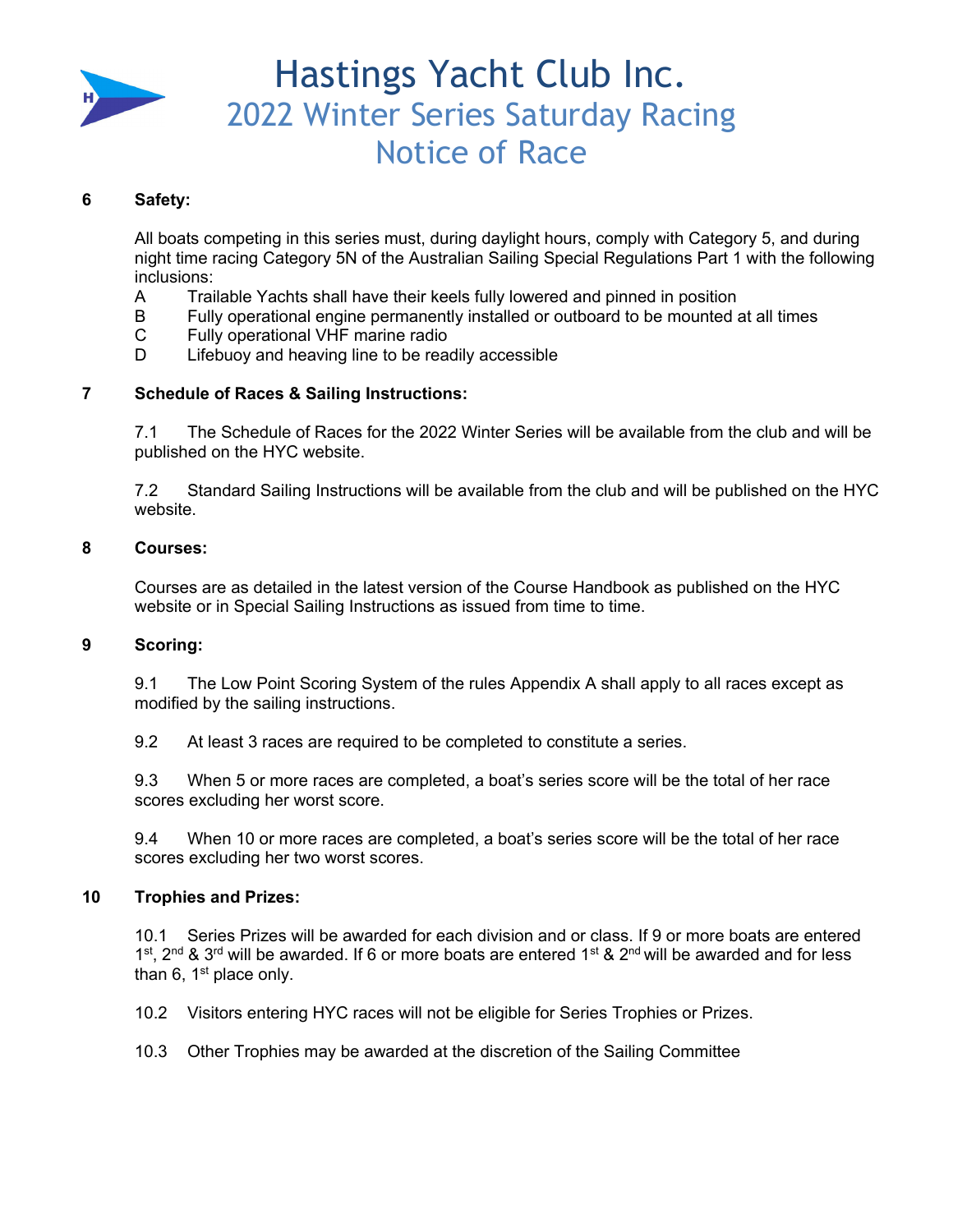# Hastings Yacht Club Inc.

## 2022 Winter Series Saturday Racing Notice of Race

### 6 Safety:

All boats competing in this series must, during daylight hours, comply with Category 5, and during night time racing Category 5N of the Australian Sailing Special Regulations Part 1 with the following inclusions:

- A Trailable Yachts shall have their keels fully lowered and pinned in position
- B Fully operational engine permanently installed or outboard to be mounted at all times
- C Fully operational VHF marine radio
- D Lifebuoy and heaving line to be readily accessible

### 7 Schedule of Races & Sailing Instructions:

7.1 The Schedule of Races for the 2022 Winter Series will be available from the club and will be published on the HYC website.

7.2 Standard Sailing Instructions will be available from the club and will be published on the HYC website.

### 8 Courses:

Courses are as detailed in the latest version of the Course Handbook as published on the HYC website or in Special Sailing Instructions as issued from time to time.

### 9 Scoring:

9.1 The Low Point Scoring System of the rules Appendix A shall apply to all races except as modified by the sailing instructions.

9.2 At least 3 races are required to be completed to constitute a series.

9.3 When 5 or more races are completed, a boat's series score will be the total of her race scores excluding her worst score.

9.4 When 10 or more races are completed, a boat's series score will be the total of her race scores excluding her two worst scores.

### 10 Trophies and Prizes:

10.1 Series Prizes will be awarded for each division and or class. If 9 or more boats are entered 1st, 2nd & 3rd will be awarded. If 6 or more boats are entered 1st & 2nd will be awarded and for less than 6, 1st place only.

10.2 Visitors entering HYC races will not be eligible for Series Trophies or Prizes.

10.3 Other Trophies may be awarded at the discretion of the Sailing Committee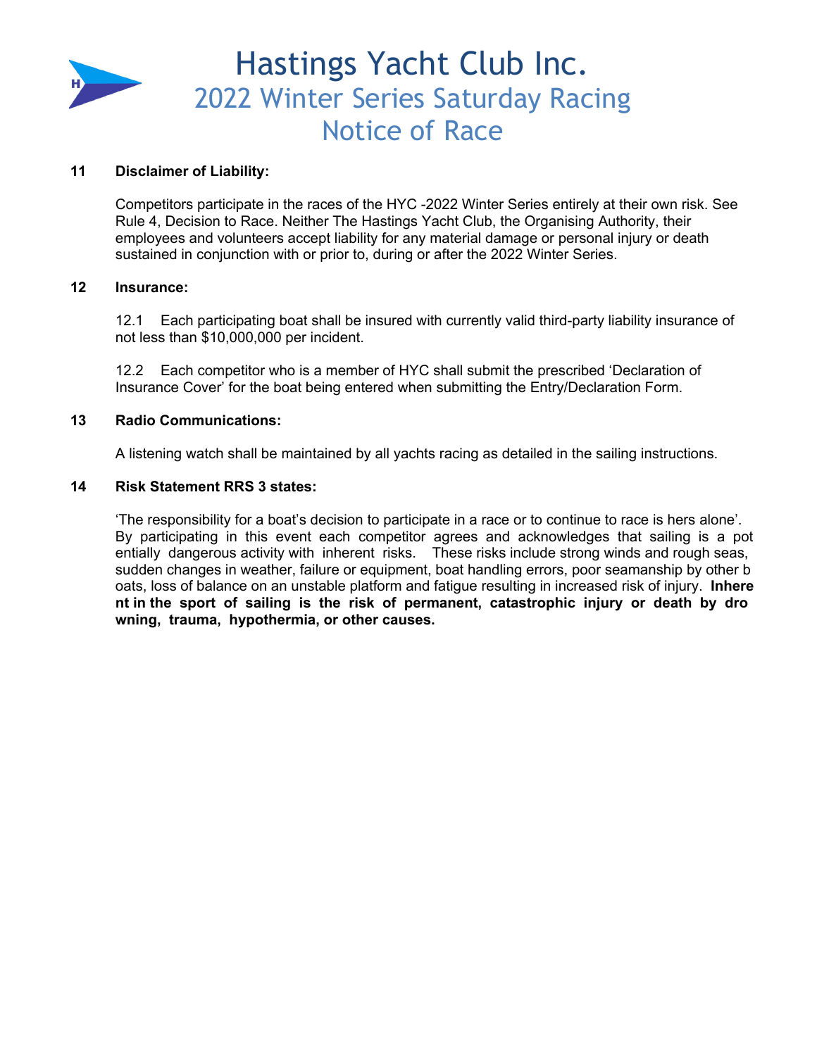# Hastings Yacht Club Inc.

## 2022 Winter Series Saturday Racing

## Notice of Race

### 11 Disclaimer of Liability:

Competitors participate in the races of the HYC -2022 Winter Series entirely at their own risk. See Rule 4, Decision to Race. Neither The Hastings Yacht Club, the Organising Authority, their employees and volunteers accept liability for any material damage or personal injury or death sustained in conjunction with or prior to, during or after the 2022 Winter Series.

### 12 Insurance:

12.1 Each participating boat shall be insured with currently valid third-party liability insurance of not less than $10,000,000 per incident.

12.2 Each competitor who is a member of HYC shall submit the prescribed 'Declaration of Insurance Cover' for the boat being entered when submitting the Entry/Declaration Form.

### 13 Radio Communications:

A listening watch shall be maintained by all yachts racing as detailed in the sailing instructions.

### 14 Risk Statement RRS 3 states:

'The responsibility for a boat's decision to participate in a race or to continue to race is hers alone'. By participating in this event each competitor agrees and acknowledges that sailing is a potentially dangerous activity with inherent risks. These risks include strong winds and rough seas, sudden changes in weather, failure or equipment, boat handling errors, poor seamanship by other boats, loss of balance on an unstable platform and fatigue resulting in increased risk of injury. **Inherent in the sport of sailing is the risk of permanent, catastrophic injury or death by drowning, trauma, hypothermia, or other causes.**